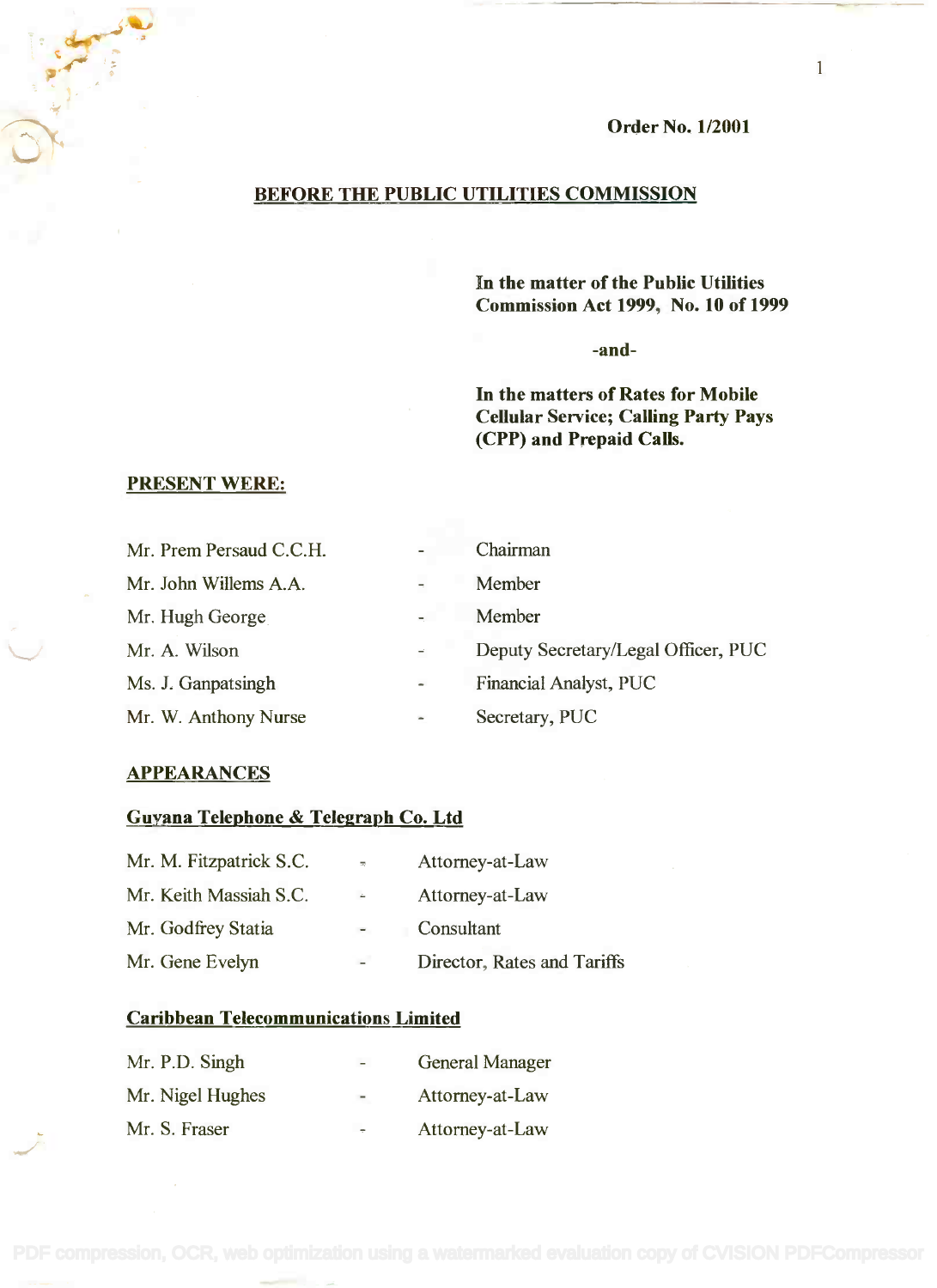**Order No. 1/2001**

## BEFORE THE PUBLIC UTILITIES COMMISSION

**In the matter of the Public Utilities Commission Act 1999, No. 10 of 1999**

**-and-**

**In the matters of Rates for Mobile Cellular Service; Calling Party Pays (CPP) and Prepaid Calls.**

**PRESENT WERE:**

| | | |
|---|---|---|
| Mr. Prem Persaud C.C.H. | - | Chairman |
| Mr. John Willems A.A. | - | Member |
| Mr. Hugh George | - | Member |
| Mr. A. Wilson | - | Deputy Secretary/Legal Officer, PUC |
| Ms. J. Ganpatsingh | - | Financial Analyst, PUC |
| Mr. W. Anthony Nurse | - | Secretary, PUC |

**APPEARANCES**

**Guyana Telephone & Telegraph Co. Ltd**

| | | |
|---|---|---|
| Mr. M. Fitzpatrick S.C. | - | Attorney-at-Law |
| Mr. Keith Massiah S.C. | - | Attorney-at-Law |
| Mr. Godfrey Statia | - | Consultant |
| Mr. Gene Evelyn | - | Director, Rates and Tariffs |

**Caribbean Telecommunications Limited**

| | | |
|---|---|---|
| Mr. P.D. Singh | - | General Manager |
| Mr. Nigel Hughes | - | Attorney-at-Law |
| Mr. S. Fraser | - | Attorney-at-Law |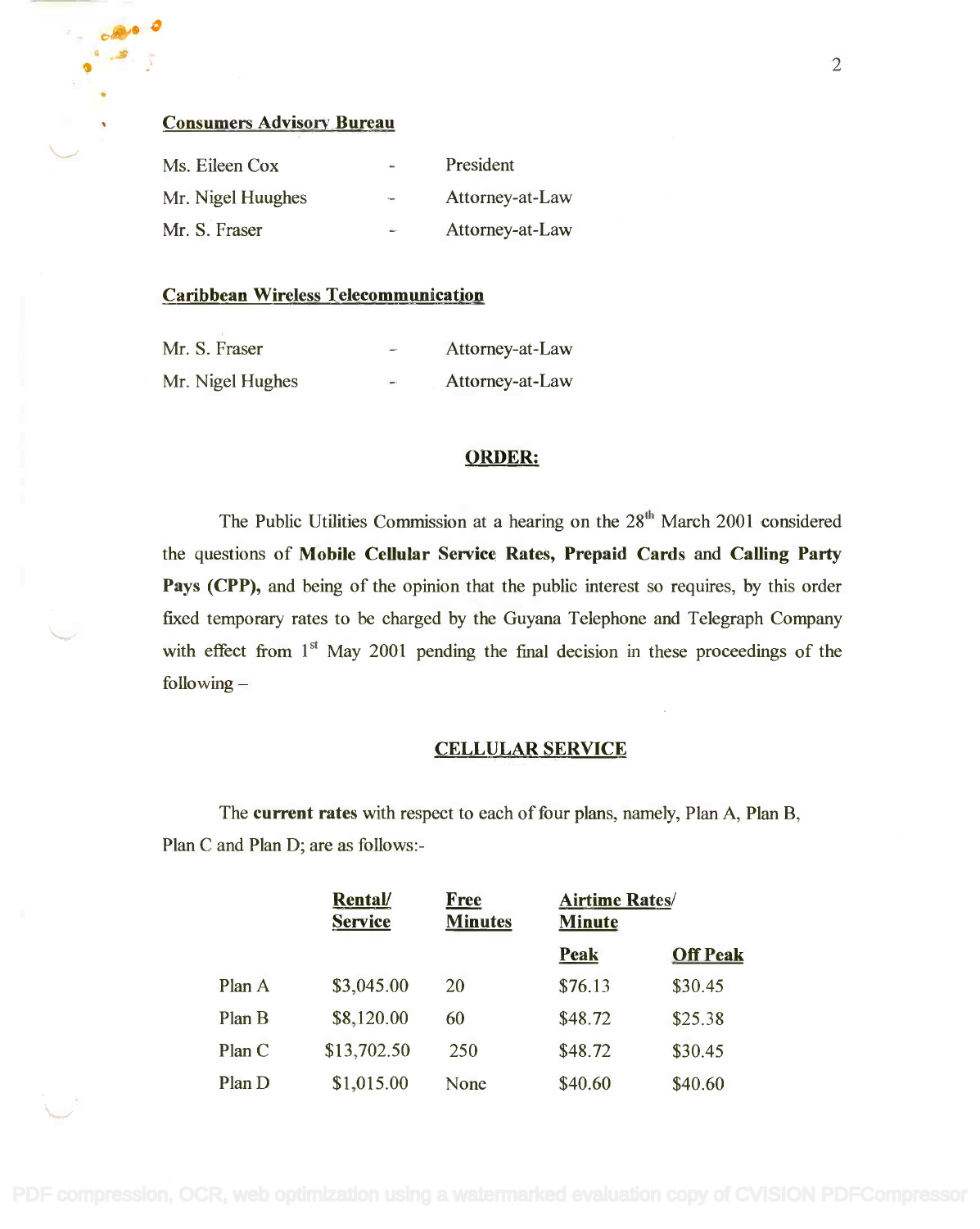**Consumers Advisory Bureau**

| | | |
|---|---|---|
| Ms. Eileen Cox | - | President |
| Mr. Nigel Huughes | - | Attorney-at-Law |
| Mr. S. Fraser | - | Attorney-at-Law |

**Caribbean Wireless Telecommunication**

| | | |
|---|---|---|
| Mr. S. Fraser | - | Attorney-at-Law |
| Mr. Nigel Hughes | - | Attorney-at-Law |

## ORDER:

The Public Utilities Commission at a hearing on the 28th March 2001 considered the questions of **Mobile Cellular Service Rates, Prepaid Cards** and **Calling Party Pays (CPP),** and being of the opinion that the public interest so requires, by this order fixed temporary rates to be charged by the Guyana Telephone and Telegraph Company with effect from 1st May 2001 pending the final decision in these proceedings of the following –

## CELLULAR SERVICE

The **current rates** with respect to each of four plans, namely, Plan A, Plan B, Plan C and Plan D; are as follows:-

| | Rental/ Service | Free Minutes | Airtime Rates/ Minute | |
|---|---|---|---|---|
| | | | Peak | Off Peak |
| Plan A | $3,045.00 | 20 | $76.13 | $30.45 |
| Plan B | $8,120.00 | 60 | $48.72 | $25.38 |
| Plan C | $13,702.50 | 250 | $48.72 | $30.45 |
| Plan D | $1,015.00 | None | $40.60 | $40.60 |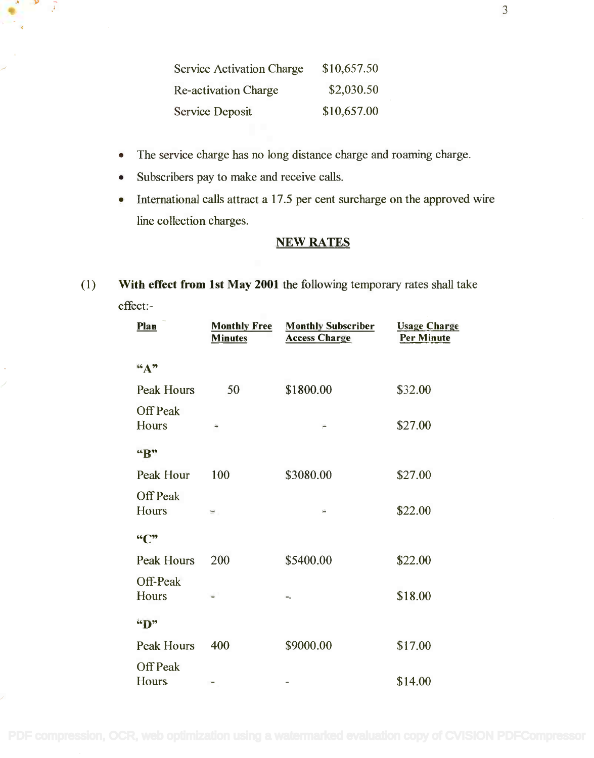| | |
|---|---|
| Service Activation Charge | $10,657.50 |
| Re-activation Charge | $2,030.50 |
| Service Deposit | $10,657.00 |

- The service charge has no long distance charge and roaming charge.
- Subscribers pay to make and receive calls.
- International calls attract a 17.5 per cent surcharge on the approved wire line collection charges.

## NEW RATES

(1) **With effect from 1st May 2001** the following temporary rates shall take effect:-

| Plan | Monthly Free Minutes | Monthly Subscriber Access Charge | Usage Charge Per Minute |
|---|---|---|---|
| **"A"** | | | |
| Peak Hours | 50 | $1800.00 | $32.00 |
| Off Peak Hours | - | - | $27.00 |
| **"B"** | | | |
| Peak Hour | 100 | $3080.00 | $27.00 |
| Off Peak Hours | - | - | $22.00 |
| **"C"** | | | |
| Peak Hours | 200 | $5400.00 | $22.00 |
| Off-Peak Hours | - | - | $18.00 |
| **"D"** | | | |
| Peak Hours | 400 | $9000.00 | $17.00 |
| Off Peak Hours | - | - | $14.00 |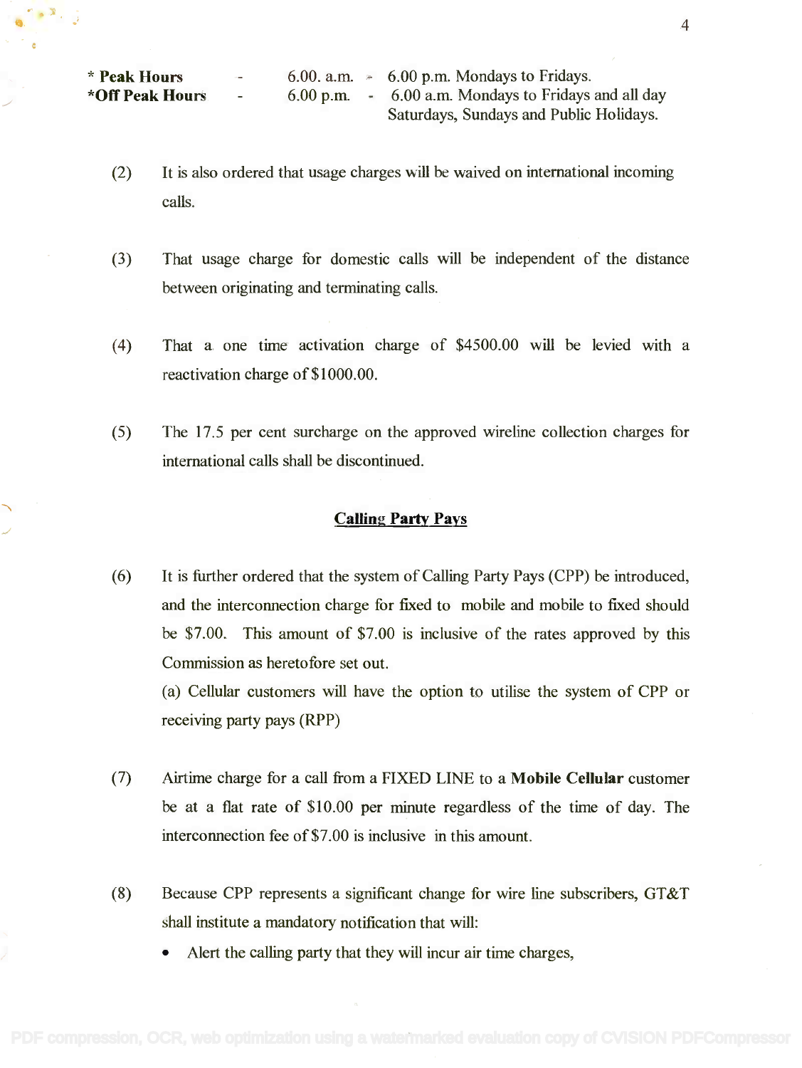| | | | |
|---|---|---|---|
| * **Peak Hours** | - | 6.00. a.m. - | 6.00 p.m. Mondays to Fridays. |
| ***Off Peak Hours** | - | 6.00 p.m. - | 6.00 a.m. Mondays to Fridays and all day Saturdays, Sundays and Public Holidays. |

(2) It is also ordered that usage charges will be waived on international incoming calls.

(3) That usage charge for domestic calls will be independent of the distance between originating and terminating calls.

(4) That a one time activation charge of $4500.00 will be levied with a reactivation charge of $1000.00.

(5) The 17.5 per cent surcharge on the approved wireline collection charges for international calls shall be discontinued.

## Calling Party Pays

(6) It is further ordered that the system of Calling Party Pays (CPP) be introduced, and the interconnection charge for fixed to mobile and mobile to fixed should be $7.00. This amount of $7.00 is inclusive of the rates approved by this Commission as heretofore set out.

(a) Cellular customers will have the option to utilise the system of CPP or receiving party pays (RPP)

(7) Airtime charge for a call from a FIXED LINE to a **Mobile Cellular** customer be at a flat rate of $10.00 per minute regardless of the time of day. The interconnection fee of $7.00 is inclusive in this amount.

(8) Because CPP represents a significant change for wire line subscribers, GT&T shall institute a mandatory notification that will:

- Alert the calling party that they will incur air time charges,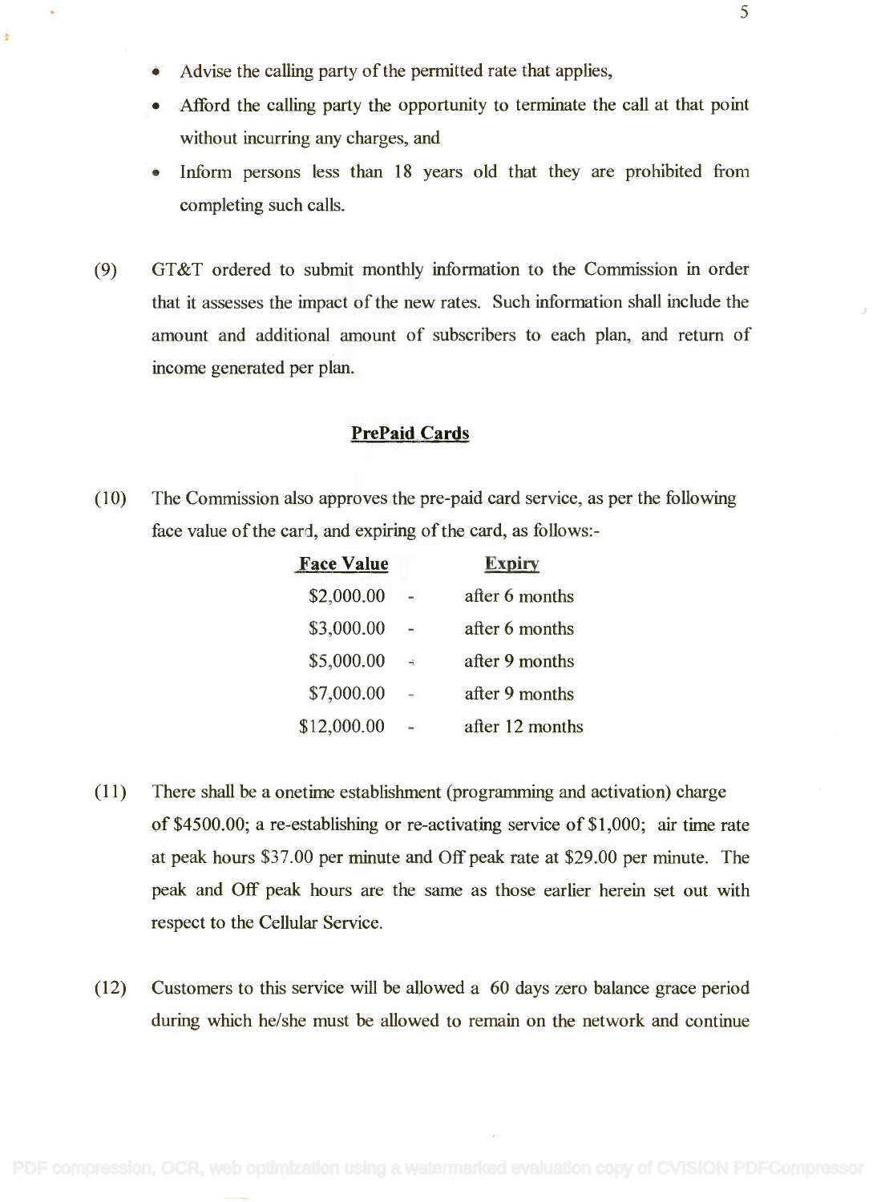- Advise the calling party of the permitted rate that applies,
- Afford the calling party the opportunity to terminate the call at that point without incurring any charges, and
- Inform persons less than 18 years old that they are prohibited from completing such calls.

(9) GT&T ordered to submit monthly information to the Commission in order that it assesses the impact of the new rates. Such information shall include the amount and additional amount of subscribers to each plan, and return of income generated per plan.

## PrePaid Cards

(10) The Commission also approves the pre-paid card service, as per the following face value of the card, and expiring of the card, as follows:-

| Face Value | | Expiry |
|---|---|---|
| $2,000.00 | - | after 6 months |
| $3,000.00 | - | after 6 months |
| $5,000.00 | - | after 9 months |
| $7,000.00 | - | after 9 months |
| $12,000.00 | - | after 12 months |

(11) There shall be a onetime establishment (programming and activation) charge of $4500.00; a re-establishing or re-activating service of $1,000; air time rate at peak hours $37.00 per minute and Off peak rate at $29.00 per minute. The peak and Off peak hours are the same as those earlier herein set out with respect to the Cellular Service.

(12) Customers to this service will be allowed a 60 days zero balance grace period during which he/she must be allowed to remain on the network and continue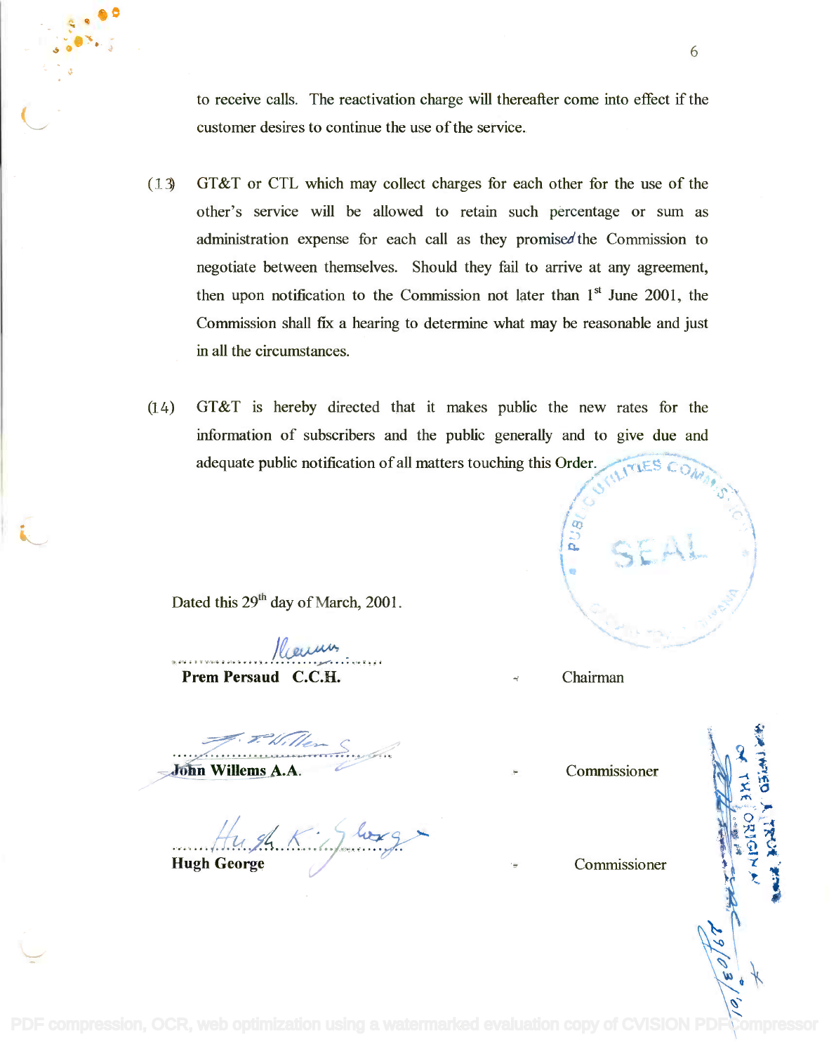to receive calls. The reactivation charge will thereafter come into effect if the customer desires to continue the use of the service.

(13) GT&T or CTL which may collect charges for each other for the use of the other's service will be allowed to retain such percentage or sum as administration expense for each call as they promised the Commission to negotiate between themselves. Should they fail to arrive at any agreement, then upon notification to the Commission not later than 1st June 2001, the Commission shall fix a hearing to determine what may be reasonable and just in all the circumstances.

(14) GT&T is hereby directed that it makes public the new rates for the information of subscribers and the public generally and to give due and adequate public notification of all matters touching this Order.

Dated this 29th day of March, 2001.

| | |
|---|---|
| **Prem Persaud C.C.H.** | Chairman |
| **John Willems A.A.** | Commissioner |
| **Hugh George** | Commissioner |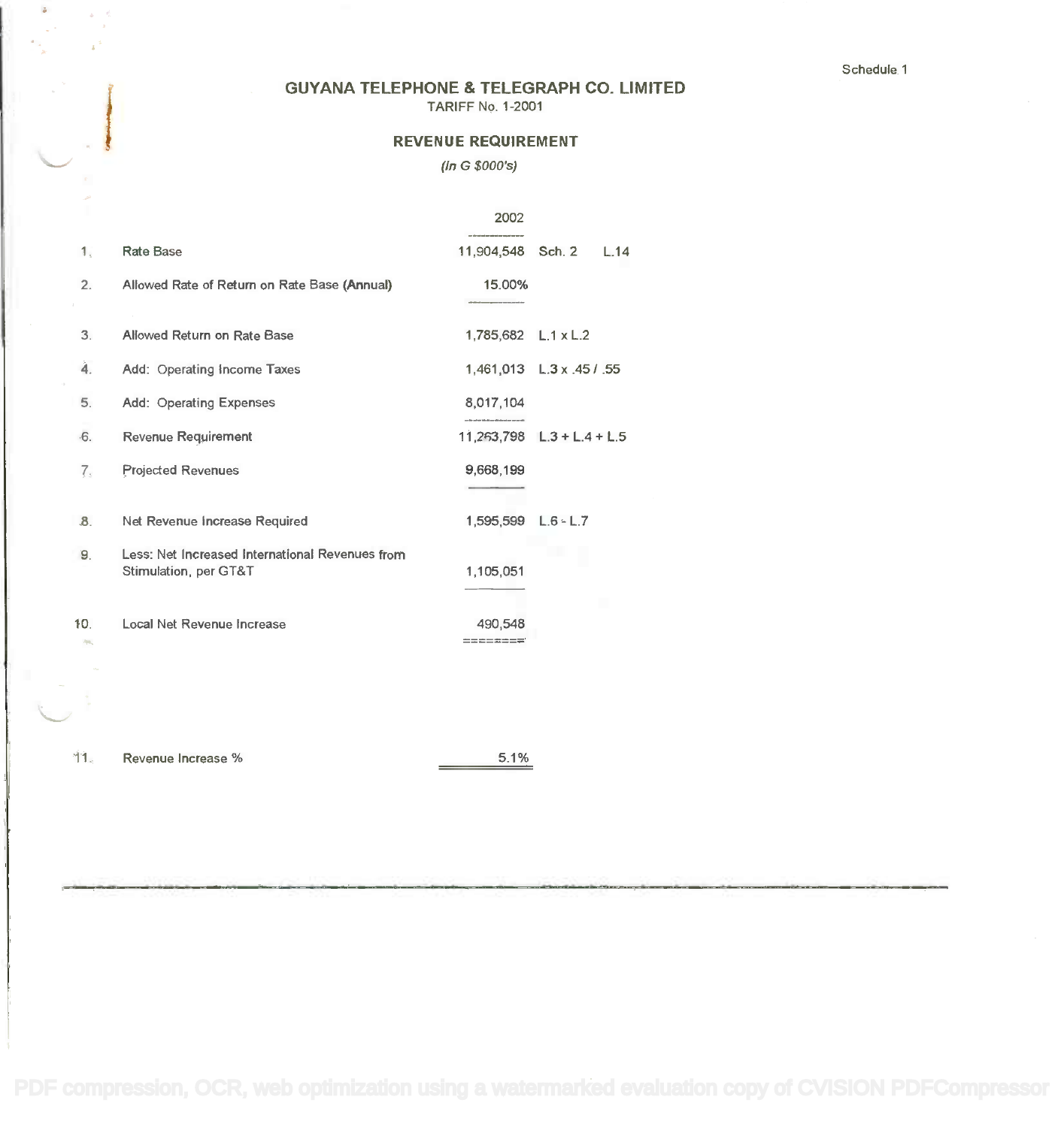Schedule 1

# GUYANA TELEPHONE & TELEGRAPH CO. LIMITED

TARIFF No. 1-2001

## REVENUE REQUIREMENT

*(In G $000's)*

| | | 2002 | |
|---|---|---|---|
| 1. | Rate Base | 11,904,548 | Sch. 2 L.14 |
| 2. | Allowed Rate of Return on Rate Base (Annual) | 15.00% | |
| 3. | Allowed Return on Rate Base | 1,785,682 | L.1 x L.2 |
| 4. | Add: Operating Income Taxes | 1,461,013 | L.3 x .45 / .55 |
| 5. | Add: Operating Expenses | 8,017,104 | |
| 6. | Revenue Requirement | 11,263,798 | L.3 + L.4 + L.5 |
| 7. | Projected Revenues | 9,668,199 | |
| 8. | Net Revenue Increase Required | 1,595,599 | L.6 - L.7 |
| 9. | Less: Net Increased International Revenues from Stimulation, per GT&T | 1,105,051 | |
| 10. | Local Net Revenue Increase | 490,548 | |
| 11. | Revenue Increase % | 5.1% | |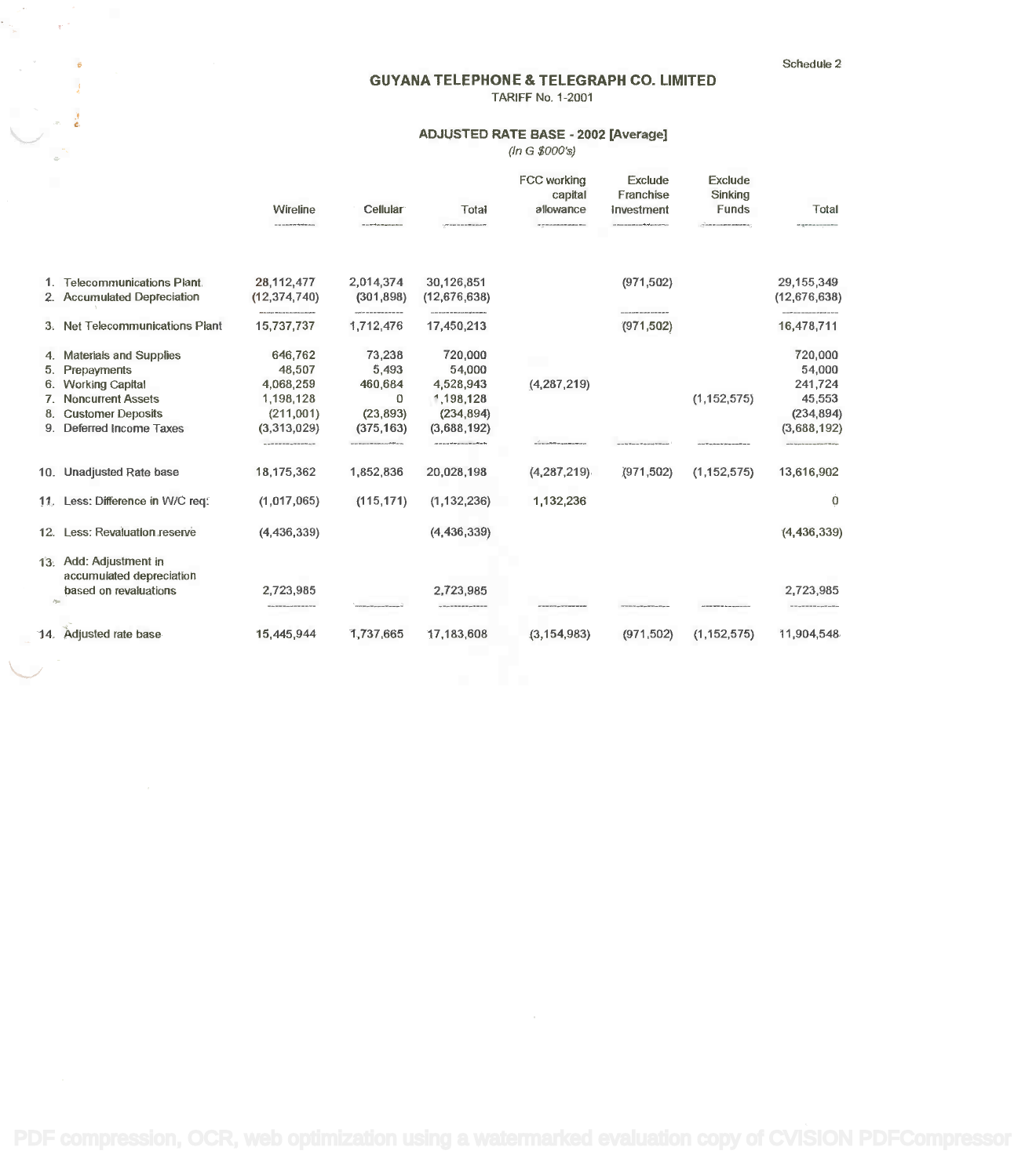Schedule 2

## GUYANA TELEPHONE & TELEGRAPH CO. LIMITED

TARIFF No. 1-2001

### ADJUSTED RATE BASE - 2002 [Average]

*(In G $000's)*

| | Wireline | Cellular | Total | FCC working capital allowance | Exclude Franchise Investment | Exclude Sinking Funds | Total |
|---|---|---|---|---|---|---|---|
| 1. Telecommunications Plant | 28,112,477 | 2,014,374 | 30,126,851 | | (971,502) | | 29,155,349 |
| 2. Accumulated Depreciation | (12,374,740) | (301,898) | (12,676,638) | | | | (12,676,638) |
| 3. Net Telecommunications Plant | 15,737,737 | 1,712,476 | 17,450,213 | | (971,502) | | 16,478,711 |
| 4. Materials and Supplies | 646,762 | 73,238 | 720,000 | | | | 720,000 |
| 5. Prepayments | 48,507 | 5,493 | 54,000 | | | | 54,000 |
| 6. Working Capital | 4,068,259 | 460,684 | 4,528,943 | (4,287,219) | | | 241,724 |
| 7. Noncurrent Assets | 1,198,128 | 0 | 1,198,128 | | | (1,152,575) | 45,553 |
| 8. Customer Deposits | (211,001) | (23,893) | (234,894) | | | | (234,894) |
| 9. Deferred Income Taxes | (3,313,029) | (375,163) | (3,688,192) | | | | (3,688,192) |
| 10. Unadjusted Rate base | 18,175,362 | 1,852,836 | 20,028,198 | (4,287,219) | (971,502) | (1,152,575) | 13,616,902 |
| 11. Less: Difference in W/C req: | (1,017,065) | (115,171) | (1,132,236) | 1,132,236 | | | 0 |
| 12. Less: Revaluation reserve | (4,436,339) | | (4,436,339) | | | | (4,436,339) |
| 13. Add: Adjustment in accumulated depreciation based on revaluations | 2,723,985 | | 2,723,985 | | | | 2,723,985 |
| 14. Adjusted rate base | 15,445,944 | 1,737,665 | 17,183,608 | (3,154,983) | (971,502) | (1,152,575) | 11,904,548 |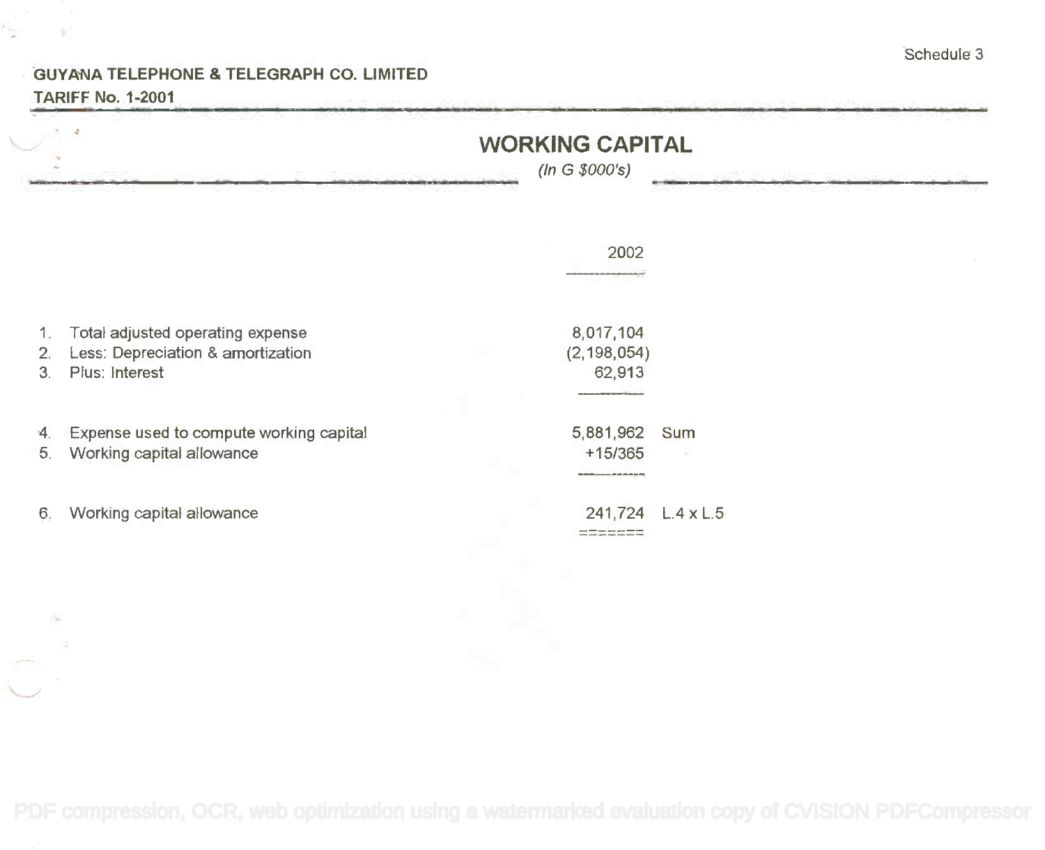Schedule 3

**GUYANA TELEPHONE & TELEGRAPH CO. LIMITED**
**TARIFF No. 1-2001**

## WORKING CAPITAL

*(In G $000's)*

| | | 2002 | |
|---|---|---|---|
| 1. | Total adjusted operating expense | 8,017,104 | |
| 2. | Less: Depreciation & amortization | (2,198,054) | |
| 3. | Plus: Interest | 62,913 | |
| 4. | Expense used to compute working capital | 5,881,962 | Sum |
| 5. | Working capital allowance | +15/365 | |
| 6. | Working capital allowance | 241,724 | L.4 x L.5 |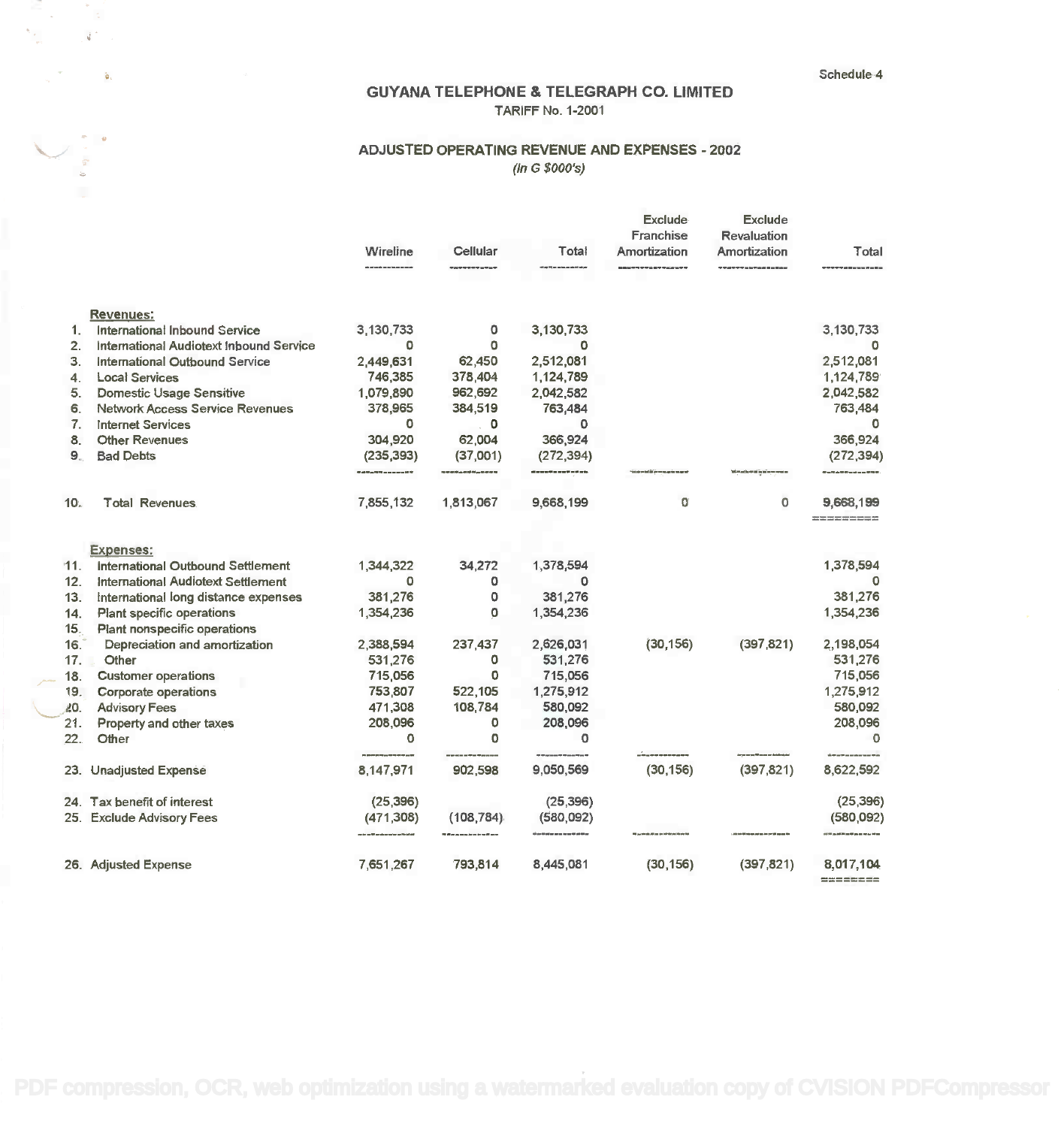Schedule 4

# GUYANA TELEPHONE & TELEGRAPH CO. LIMITED

TARIFF No. 1-2001

## ADJUSTED OPERATING REVENUE AND EXPENSES - 2002

*(In G $000's)*

| | | Wireline | Cellular | Total | Exclude Franchise Amortization | Exclude Revaluation Amortization | Total |
|---|---|---|---|---|---|---|---|
| | **Revenues:** | | | | | | |
| 1. | International Inbound Service | 3,130,733 | 0 | 3,130,733 | | | 3,130,733 |
| 2. | International Audiotext Inbound Service | 0 | 0 | 0 | | | 0 |
| 3. | International Outbound Service | 2,449,631 | 62,450 | 2,512,081 | | | 2,512,081 |
| 4. | Local Services | 746,385 | 378,404 | 1,124,789 | | | 1,124,789 |
| 5. | Domestic Usage Sensitive | 1,079,890 | 962,692 | 2,042,582 | | | 2,042,582 |
| 6. | Network Access Service Revenues | 378,965 | 384,519 | 763,484 | | | 763,484 |
| 7. | Internet Services | 0 | 0 | 0 | | | 0 |
| 8. | Other Revenues | 304,920 | 62,004 | 366,924 | | | 366,924 |
| 9. | Bad Debts | (235,393) | (37,001) | (272,394) | | | (272,394) |
| 10. | Total Revenues | 7,855,132 | 1,813,067 | 9,668,199 | 0 | 0 | 9,668,199 |
| | **Expenses:** | | | | | | |
| 11. | International Outbound Settlement | 1,344,322 | 34,272 | 1,378,594 | | | 1,378,594 |
| 12. | International Audiotext Settlement | 0 | 0 | 0 | | | 0 |
| 13. | International long distance expenses | 381,276 | 0 | 381,276 | | | 381,276 |
| 14. | Plant specific operations | 1,354,236 | 0 | 1,354,236 | | | 1,354,236 |
| 15. | Plant nonspecific operations | | | | | | |
| 16. | Depreciation and amortization | 2,388,594 | 237,437 | 2,626,031 | (30,156) | (397,821) | 2,198,054 |
| 17. | Other | 531,276 | 0 | 531,276 | | | 531,276 |
| 18. | Customer operations | 715,056 | 0 | 715,056 | | | 715,056 |
| 19. | Corporate operations | 753,807 | 522,105 | 1,275,912 | | | 1,275,912 |
| 20. | Advisory Fees | 471,308 | 108,784 | 580,092 | | | 580,092 |
| 21. | Property and other taxes | 208,096 | 0 | 208,096 | | | 208,096 |
| 22. | Other | 0 | 0 | 0 | | | 0 |
| 23. | Unadjusted Expense | 8,147,971 | 902,598 | 9,050,569 | (30,156) | (397,821) | 8,622,592 |
| 24. | Tax benefit of interest | (25,396) | | (25,396) | | | (25,396) |
| 25. | Exclude Advisory Fees | (471,308) | (108,784) | (580,092) | | | (580,092) |
| 26. | Adjusted Expense | 7,651,267 | 793,814 | 8,445,081 | (30,156) | (397,821) | 8,017,104 |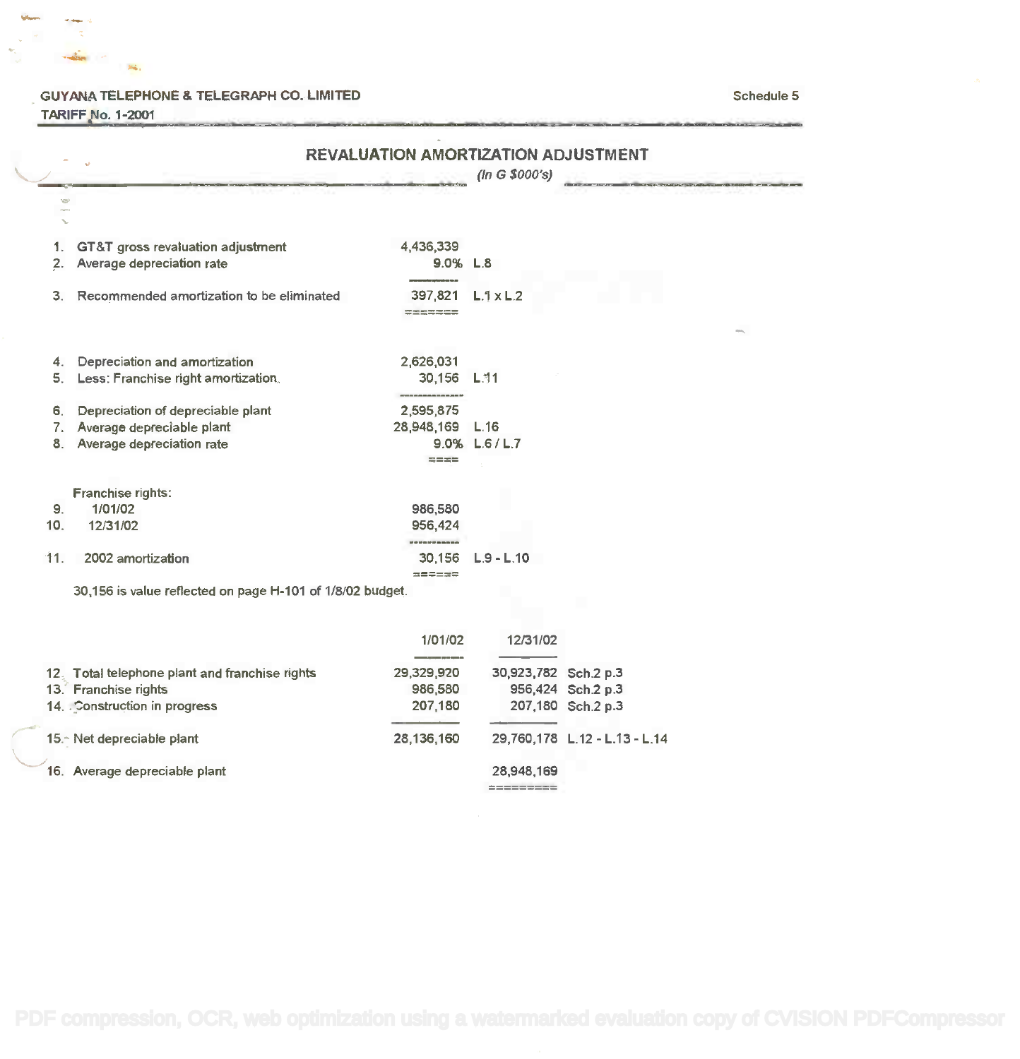GUYANA TELEPHONE & TELEGRAPH CO. LIMITED
TARIFF No. 1-2001

Schedule 5

## REVALUATION AMORTIZATION ADJUSTMENT

*(In G $000's)*

| | | | |
|---|---|---|---|
| 1. | GT&T gross revaluation adjustment | 4,436,339 | |
| 2. | Average depreciation rate | 9.0% | L.8 |
| 3. | Recommended amortization to be eliminated | 397,821 | L.1 x L.2 |
| 4. | Depreciation and amortization | 2,626,031 | |
| 5. | Less: Franchise right amortization. | 30,156 | L.11 |
| 6. | Depreciation of depreciable plant | 2,595,875 | |
| 7. | Average depreciable plant | 28,948,169 | L.16 |
| 8. | Average depreciation rate | 9.0% | L.6 / L.7 |
| | Franchise rights: | | |
| 9. | 1/01/02 | 986,580 | |
| 10. | 12/31/02 | 956,424 | |
| 11. | 2002 amortization | 30,156 | L.9 - L.10 |

30,156 is value reflected on page H-101 of 1/8/02 budget.

| | | 1/01/02 | 12/31/02 | |
|---|---|---|---|---|
| 12. | Total telephone plant and franchise rights | 29,329,920 | 30,923,782 | Sch.2 p.3 |
| 13. | Franchise rights | 986,580 | 956,424 | Sch.2 p.3 |
| 14. | Construction in progress | 207,180 | 207,180 | Sch.2 p.3 |
| 15. | Net depreciable plant | 28,136,160 | 29,760,178 | L.12 - L.13 - L.14 |
| 16. | Average depreciable plant | | 28,948,169 | |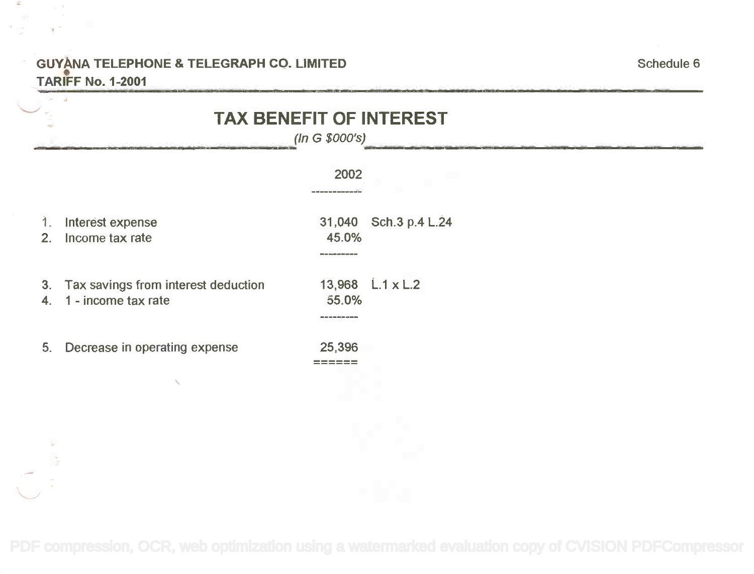GUYANA TELEPHONE & TELEGRAPH CO. LIMITED

TARIFF No. 1-2001

Schedule 6

# TAX BENEFIT OF INTEREST

*(In G $000's)*

| | | 2002 | |
|---|---|---|---|
| 1. | Interest expense | 31,040 | Sch.3 p.4 L.24 |
| 2. | Income tax rate | 45.0% | |
| 3. | Tax savings from interest deduction | 13,968 | L.1 x L.2 |
| 4. | 1 - income tax rate | 55.0% | |
| 5. | Decrease in operating expense | 25,396 | |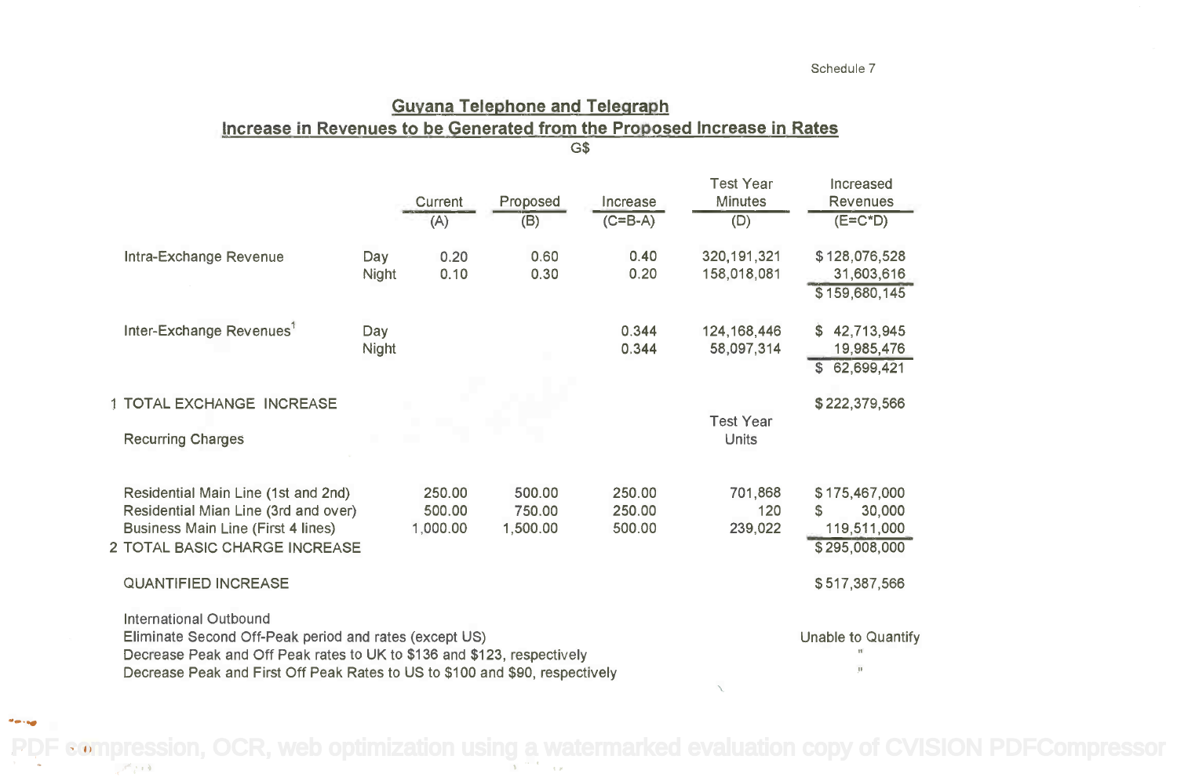Schedule 7

## Guyana Telephone and Telegraph

## Increase in Revenues to be Generated from the Proposed Increase in Rates

G$

| | | Current (A) | Proposed (B) | Increase (C=B-A) | Test Year Minutes (D) | Increased Revenues (E=C*D) |
|---|---|---|---|---|---|---|
| Intra-Exchange Revenue | Day | 0.20 | 0.60 | 0.40 | 320,191,321 | $ 128,076,528 |
| | Night | 0.10 | 0.30 | 0.20 | 158,018,081 | 31,603,616 |
| | | | | | | $ 159,680,145 |
| Inter-Exchange Revenues[1] | Day | | | 0.344 | 124,168,446 | $ 42,713,945 |
| | Night | | | 0.344 | 58,097,314 | 19,985,476 |
| | | | | | | $ 62,699,421 |
| 1 TOTAL EXCHANGE INCREASE | | | | | | $ 222,379,566 |
| Recurring Charges | | | | | Test Year Units | |
| Residential Main Line (1st and 2nd) | | 250.00 | 500.00 | 250.00 | 701,868 | $ 175,467,000 |
| Residential Mian Line (3rd and over) | | 500.00 | 750.00 | 250.00 | 120 | $ 30,000 |
| Business Main Line (First 4 lines) | | 1,000.00 | 1,500.00 | 500.00 | 239,022 | 119,511,000 |
| 2 TOTAL BASIC CHARGE INCREASE | | | | | | $ 295,008,000 |
| QUANTIFIED INCREASE | | | | | | $ 517,387,566 |
| International Outbound | | | | | | |
| Eliminate Second Off-Peak period and rates (except US) | | | | | | Unable to Quantify |
| Decrease Peak and Off Peak rates to UK to $136 and $123, respectively | | | | | | " |
| Decrease Peak and First Off Peak Rates to US to $100 and $90, respectively | | | | | | " |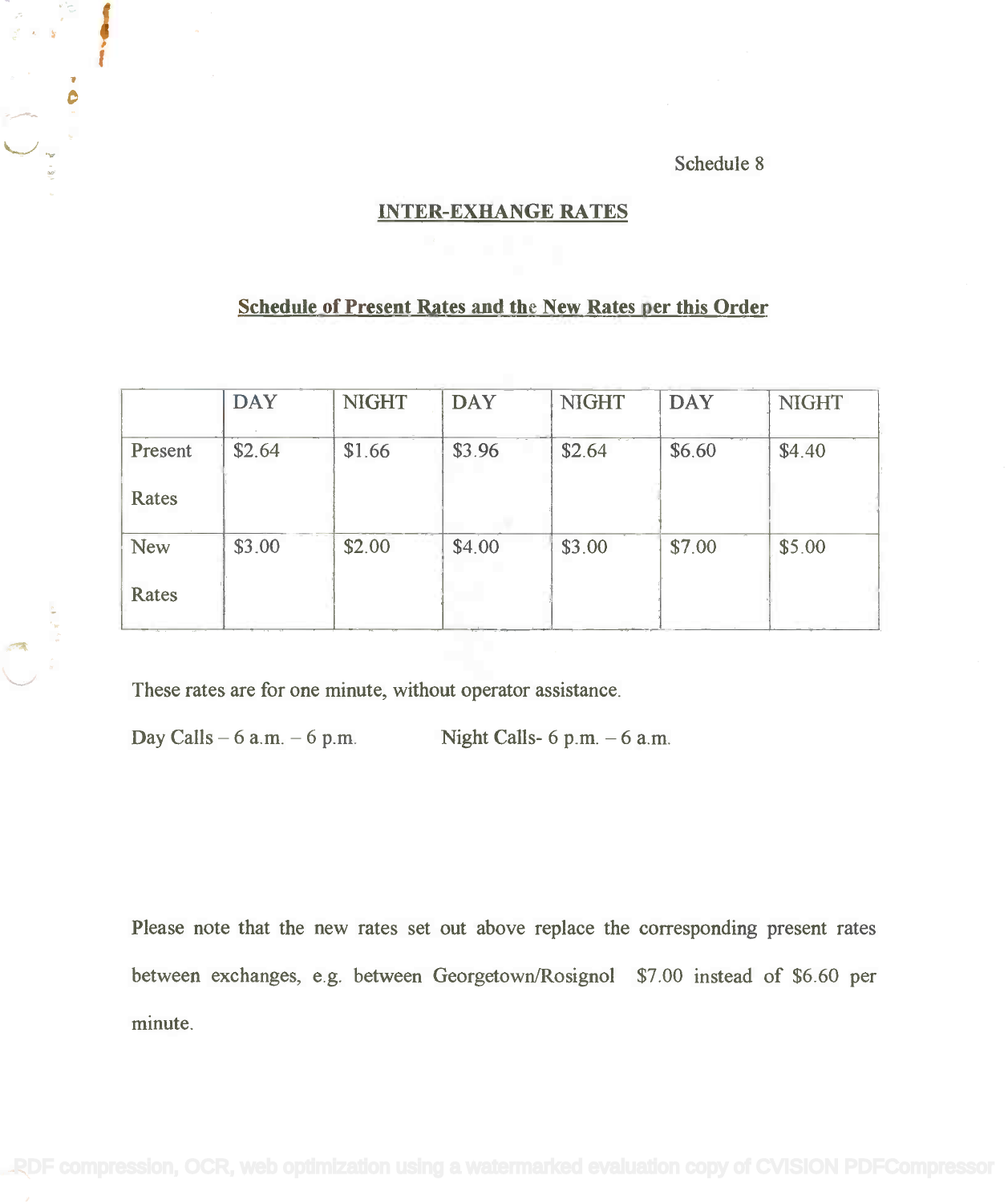Schedule 8

## INTER-EXHANGE RATES

### Schedule of Present Rates and the New Rates per this Order

| | DAY | NIGHT | DAY | NIGHT | DAY | NIGHT |
|---|---|---|---|---|---|---|
| Present Rates | \$2.64 | \$1.66 | \$3.96 | \$2.64 | \$6.60 | \$4.40 |
| New Rates | \$3.00 | \$2.00 | \$4.00 | \$3.00 | \$7.00 | \$5.00 |

These rates are for one minute, without operator assistance.

Day Calls – 6 a.m. – 6 p.m. Night Calls- 6 p.m. – 6 a.m.

Please note that the new rates set out above replace the corresponding present rates between exchanges, e.g. between Georgetown/Rosignol \$7.00 instead of \$6.60 per minute.

PDF compression, OCR, web optimization using a watermarked evaluation copy of CVISION PDFCompressor